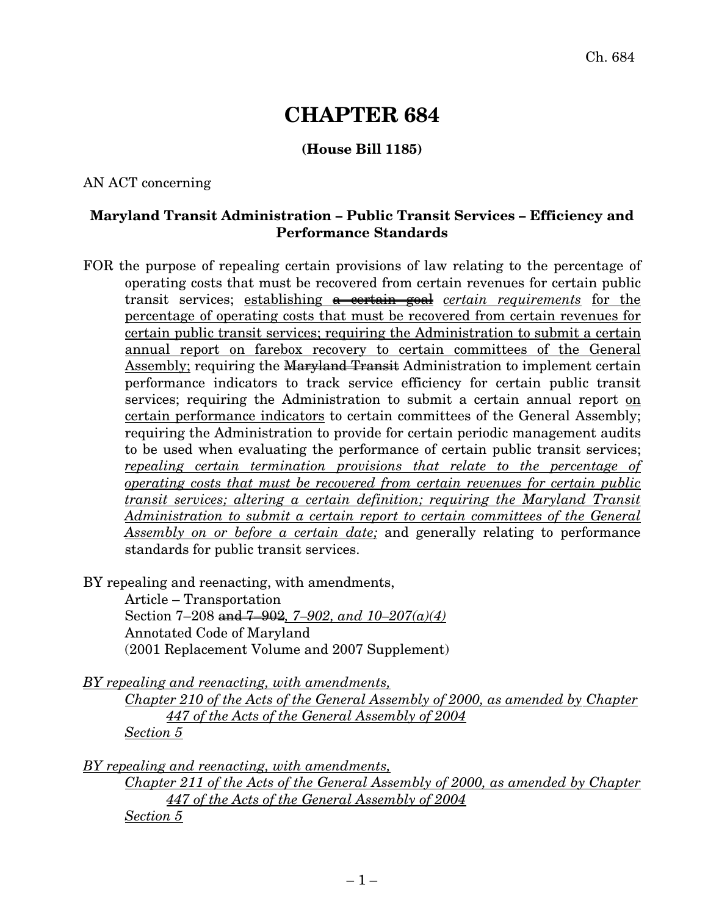# CHAPTER 684

**(House Bill 1185)**

AN ACT concerning

**Maryland Transit Administration – Public Transit Services – Efficiency and Performance Standards**

FOR the purpose of repealing certain provisions of law relating to the percentage of operating costs that must be recovered from certain revenues for certain public transit services; <u>establishing ~~a certain goal~~</u> <u>*certain requirements*</u> <u>for the percentage of operating costs that must be recovered from certain revenues for certain public transit services; requiring the Administration to submit a certain annual report on farebox recovery to certain committees of the General Assembly;</u> requiring the ~~Maryland Transit~~ Administration to implement certain performance indicators to track service efficiency for certain public transit services; requiring the Administration to submit a certain annual report <u>on certain performance indicators</u> to certain committees of the General Assembly; requiring the Administration to provide for certain periodic management audits to be used when evaluating the performance of certain public transit services; <u>*repealing certain termination provisions that relate to the percentage of operating costs that must be recovered from certain revenues for certain public transit services; altering a certain definition; requiring the Maryland Transit Administration to submit a certain report to certain committees of the General Assembly on or before a certain date;*</u> and generally relating to performance standards for public transit services.

BY repealing and reenacting, with amendments,
Article – Transportation
Section 7–208 ~~and 7–902~~<u>*, 7–902, and 10–207(a)(4)*</u>
Annotated Code of Maryland
(2001 Replacement Volume and 2007 Supplement)

<u>*BY repealing and reenacting, with amendments,*</u>
<u>*Chapter 210 of the Acts of the General Assembly of 2000, as amended by Chapter 447 of the Acts of the General Assembly of 2004*</u>
<u>*Section 5*</u>

<u>*BY repealing and reenacting, with amendments,*</u>
<u>*Chapter 211 of the Acts of the General Assembly of 2000, as amended by Chapter 447 of the Acts of the General Assembly of 2004*</u>
<u>*Section 5*</u>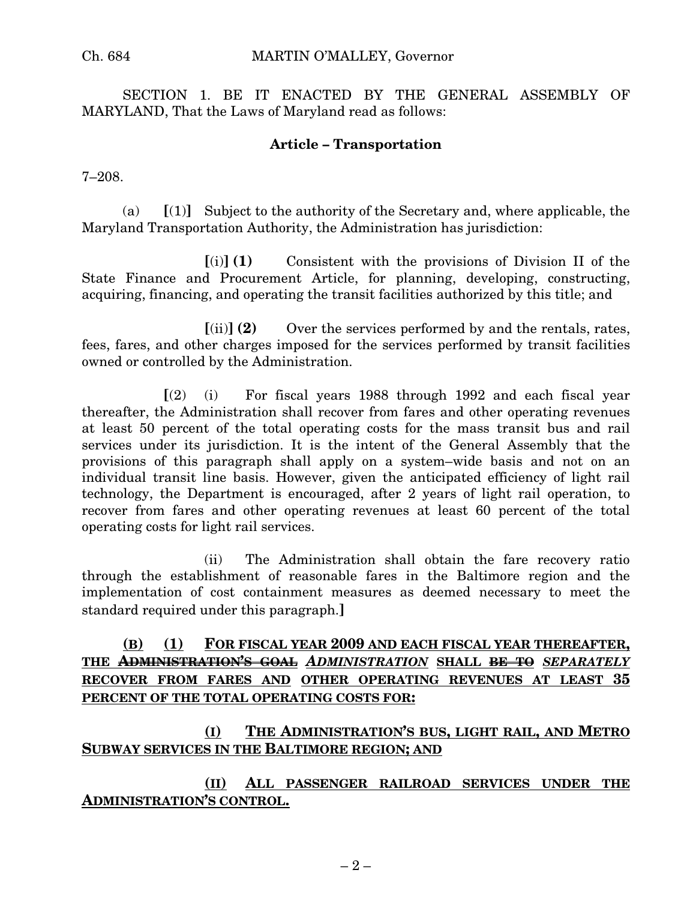SECTION 1. BE IT ENACTED BY THE GENERAL ASSEMBLY OF MARYLAND, That the Laws of Maryland read as follows:

**Article – Transportation**

7–208.

(a) **[**(1)**]** Subject to the authority of the Secretary and, where applicable, the Maryland Transportation Authority, the Administration has jurisdiction:

**[**(i)**] (1)** Consistent with the provisions of Division II of the State Finance and Procurement Article, for planning, developing, constructing, acquiring, financing, and operating the transit facilities authorized by this title; and

**[**(ii)**] (2)** Over the services performed by and the rentals, rates, fees, fares, and other charges imposed for the services performed by transit facilities owned or controlled by the Administration.

**[**(2) (i) For fiscal years 1988 through 1992 and each fiscal year thereafter, the Administration shall recover from fares and other operating revenues at least 50 percent of the total operating costs for the mass transit bus and rail services under its jurisdiction. It is the intent of the General Assembly that the provisions of this paragraph shall apply on a system–wide basis and not on an individual transit line basis. However, given the anticipated efficiency of light rail technology, the Department is encouraged, after 2 years of light rail operation, to recover from fares and other operating revenues at least 60 percent of the total operating costs for light rail services.

(ii) The Administration shall obtain the fare recovery ratio through the establishment of reasonable fares in the Baltimore region and the implementation of cost containment measures as deemed necessary to meet the standard required under this paragraph.**]**

**(B) (1) FOR FISCAL YEAR 2009 AND EACH FISCAL YEAR THEREAFTER, THE ~~ADMINISTRATION'S GOAL~~ *ADMINISTRATION* SHALL ~~BE TO~~ *SEPARATELY* RECOVER FROM FARES AND OTHER OPERATING REVENUES AT LEAST 35 PERCENT OF THE TOTAL OPERATING COSTS FOR:**

**(I) THE ADMINISTRATION'S BUS, LIGHT RAIL, AND METRO SUBWAY SERVICES IN THE BALTIMORE REGION; AND**

**(II) ALL PASSENGER RAILROAD SERVICES UNDER THE ADMINISTRATION'S CONTROL.**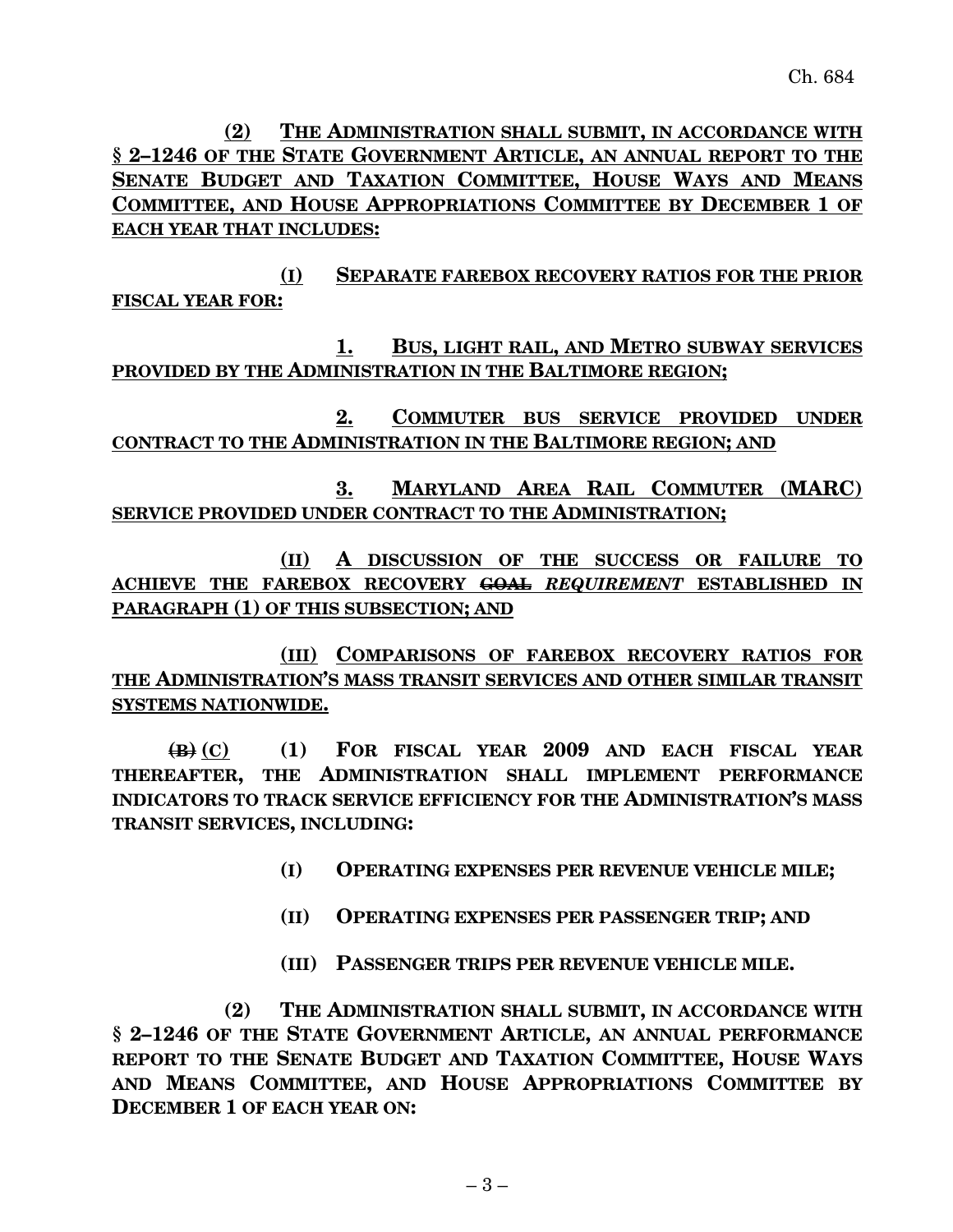**(2) THE ADMINISTRATION SHALL SUBMIT, IN ACCORDANCE WITH § 2–1246 OF THE STATE GOVERNMENT ARTICLE, AN ANNUAL REPORT TO THE SENATE BUDGET AND TAXATION COMMITTEE, HOUSE WAYS AND MEANS COMMITTEE, AND HOUSE APPROPRIATIONS COMMITTEE BY DECEMBER 1 OF EACH YEAR THAT INCLUDES:**

**(I) SEPARATE FAREBOX RECOVERY RATIOS FOR THE PRIOR FISCAL YEAR FOR:**

**1. BUS, LIGHT RAIL, AND METRO SUBWAY SERVICES PROVIDED BY THE ADMINISTRATION IN THE BALTIMORE REGION;**

**2. COMMUTER BUS SERVICE PROVIDED UNDER CONTRACT TO THE ADMINISTRATION IN THE BALTIMORE REGION; AND**

**3. MARYLAND AREA RAIL COMMUTER (MARC) SERVICE PROVIDED UNDER CONTRACT TO THE ADMINISTRATION;**

**(II) A DISCUSSION OF THE SUCCESS OR FAILURE TO ACHIEVE THE FAREBOX RECOVERY ~~GOAL~~ *REQUIREMENT* ESTABLISHED IN PARAGRAPH (1) OF THIS SUBSECTION; AND**

**(III) COMPARISONS OF FAREBOX RECOVERY RATIOS FOR THE ADMINISTRATION'S MASS TRANSIT SERVICES AND OTHER SIMILAR TRANSIT SYSTEMS NATIONWIDE.**

**~~(B)~~ (C) (1) FOR FISCAL YEAR 2009 AND EACH FISCAL YEAR THEREAFTER, THE ADMINISTRATION SHALL IMPLEMENT PERFORMANCE INDICATORS TO TRACK SERVICE EFFICIENCY FOR THE ADMINISTRATION'S MASS TRANSIT SERVICES, INCLUDING:**

**(I) OPERATING EXPENSES PER REVENUE VEHICLE MILE;**

**(II) OPERATING EXPENSES PER PASSENGER TRIP; AND**

**(III) PASSENGER TRIPS PER REVENUE VEHICLE MILE.**

**(2) THE ADMINISTRATION SHALL SUBMIT, IN ACCORDANCE WITH § 2–1246 OF THE STATE GOVERNMENT ARTICLE, AN ANNUAL PERFORMANCE REPORT TO THE SENATE BUDGET AND TAXATION COMMITTEE, HOUSE WAYS AND MEANS COMMITTEE, AND HOUSE APPROPRIATIONS COMMITTEE BY DECEMBER 1 OF EACH YEAR ON:**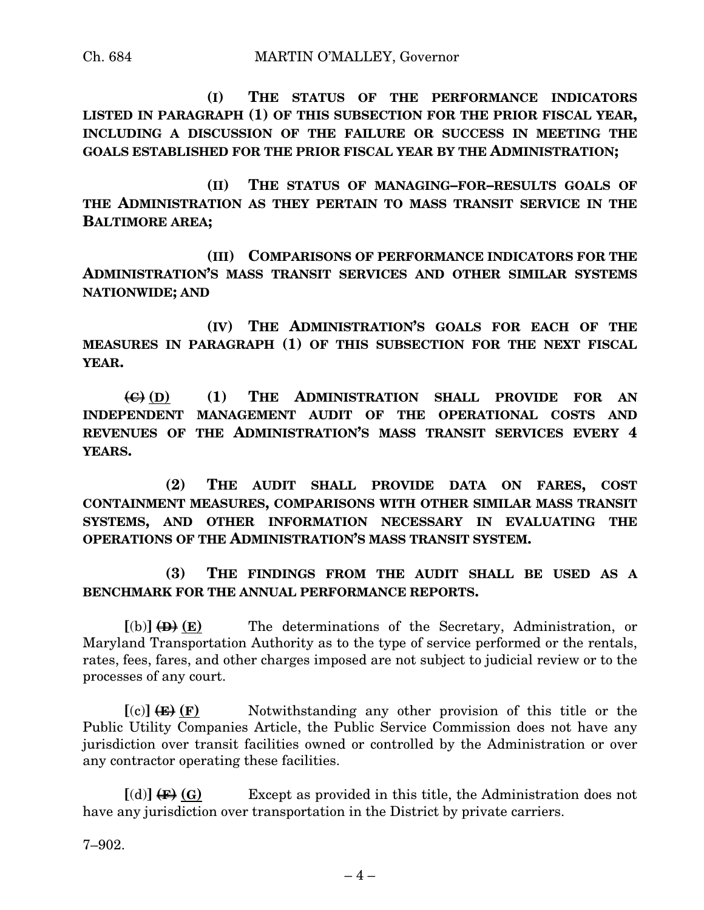(I) **THE STATUS OF THE PERFORMANCE INDICATORS LISTED IN PARAGRAPH (1) OF THIS SUBSECTION FOR THE PRIOR FISCAL YEAR, INCLUDING A DISCUSSION OF THE FAILURE OR SUCCESS IN MEETING THE GOALS ESTABLISHED FOR THE PRIOR FISCAL YEAR BY THE ADMINISTRATION;**

(II) **THE STATUS OF MANAGING–FOR–RESULTS GOALS OF THE ADMINISTRATION AS THEY PERTAIN TO MASS TRANSIT SERVICE IN THE BALTIMORE AREA;**

(III) **COMPARISONS OF PERFORMANCE INDICATORS FOR THE ADMINISTRATION'S MASS TRANSIT SERVICES AND OTHER SIMILAR SYSTEMS NATIONWIDE; AND**

(IV) **THE ADMINISTRATION'S GOALS FOR EACH OF THE MEASURES IN PARAGRAPH (1) OF THIS SUBSECTION FOR THE NEXT FISCAL YEAR.**

~~(C)~~ **(D)** (1) **THE ADMINISTRATION SHALL PROVIDE FOR AN INDEPENDENT MANAGEMENT AUDIT OF THE OPERATIONAL COSTS AND REVENUES OF THE ADMINISTRATION'S MASS TRANSIT SERVICES EVERY 4 YEARS.**

(2) **THE AUDIT SHALL PROVIDE DATA ON FARES, COST CONTAINMENT MEASURES, COMPARISONS WITH OTHER SIMILAR MASS TRANSIT SYSTEMS, AND OTHER INFORMATION NECESSARY IN EVALUATING THE OPERATIONS OF THE ADMINISTRATION'S MASS TRANSIT SYSTEM.**

(3) **THE FINDINGS FROM THE AUDIT SHALL BE USED AS A BENCHMARK FOR THE ANNUAL PERFORMANCE REPORTS.**

[(b)] ~~(D)~~ **(E)** The determinations of the Secretary, Administration, or Maryland Transportation Authority as to the type of service performed or the rentals, rates, fees, fares, and other charges imposed are not subject to judicial review or to the processes of any court.

[(c)] ~~(E)~~ **(F)** Notwithstanding any other provision of this title or the Public Utility Companies Article, the Public Service Commission does not have any jurisdiction over transit facilities owned or controlled by the Administration or over any contractor operating these facilities.

[(d)] ~~(F)~~ **(G)** Except as provided in this title, the Administration does not have any jurisdiction over transportation in the District by private carriers.

7–902.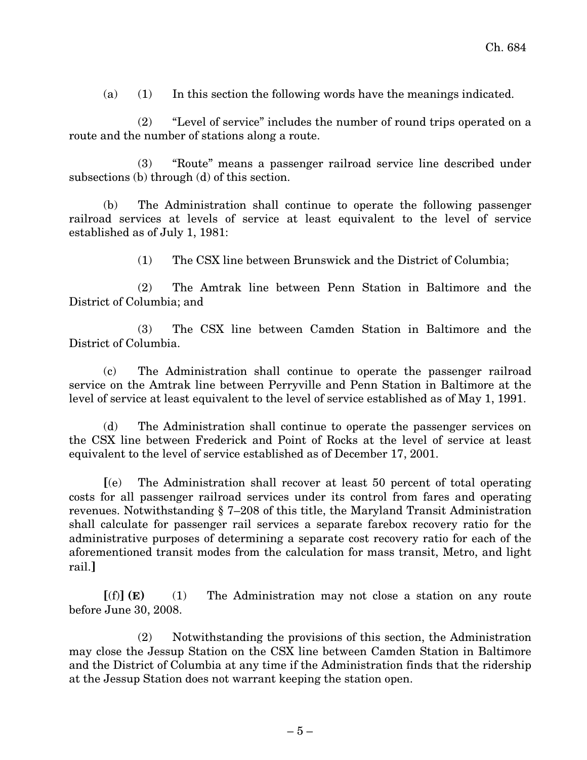(a) (1) In this section the following words have the meanings indicated.

(2) "Level of service" includes the number of round trips operated on a route and the number of stations along a route.

(3) "Route" means a passenger railroad service line described under subsections (b) through (d) of this section.

(b) The Administration shall continue to operate the following passenger railroad services at levels of service at least equivalent to the level of service established as of July 1, 1981:

(1) The CSX line between Brunswick and the District of Columbia;

(2) The Amtrak line between Penn Station in Baltimore and the District of Columbia; and

(3) The CSX line between Camden Station in Baltimore and the District of Columbia.

(c) The Administration shall continue to operate the passenger railroad service on the Amtrak line between Perryville and Penn Station in Baltimore at the level of service at least equivalent to the level of service established as of May 1, 1991.

(d) The Administration shall continue to operate the passenger services on the CSX line between Frederick and Point of Rocks at the level of service at least equivalent to the level of service established as of December 17, 2001.

[(e) The Administration shall recover at least 50 percent of total operating costs for all passenger railroad services under its control from fares and operating revenues. Notwithstanding § 7–208 of this title, the Maryland Transit Administration shall calculate for passenger rail services a separate farebox recovery ratio for the administrative purposes of determining a separate cost recovery ratio for each of the aforementioned transit modes from the calculation for mass transit, Metro, and light rail.]

[(f)] **(E)** (1) The Administration may not close a station on any route before June 30, 2008.

(2) Notwithstanding the provisions of this section, the Administration may close the Jessup Station on the CSX line between Camden Station in Baltimore and the District of Columbia at any time if the Administration finds that the ridership at the Jessup Station does not warrant keeping the station open.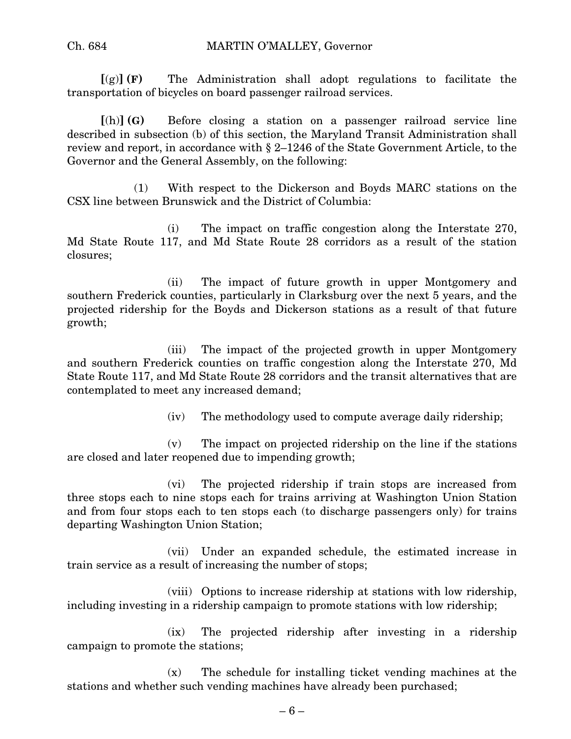[(g)] **(F)** The Administration shall adopt regulations to facilitate the transportation of bicycles on board passenger railroad services.

[(h)] **(G)** Before closing a station on a passenger railroad service line described in subsection (b) of this section, the Maryland Transit Administration shall review and report, in accordance with § 2–1246 of the State Government Article, to the Governor and the General Assembly, on the following:

(1) With respect to the Dickerson and Boyds MARC stations on the CSX line between Brunswick and the District of Columbia:

(i) The impact on traffic congestion along the Interstate 270, Md State Route 117, and Md State Route 28 corridors as a result of the station closures;

(ii) The impact of future growth in upper Montgomery and southern Frederick counties, particularly in Clarksburg over the next 5 years, and the projected ridership for the Boyds and Dickerson stations as a result of that future growth;

(iii) The impact of the projected growth in upper Montgomery and southern Frederick counties on traffic congestion along the Interstate 270, Md State Route 117, and Md State Route 28 corridors and the transit alternatives that are contemplated to meet any increased demand;

(iv) The methodology used to compute average daily ridership;

(v) The impact on projected ridership on the line if the stations are closed and later reopened due to impending growth;

(vi) The projected ridership if train stops are increased from three stops each to nine stops each for trains arriving at Washington Union Station and from four stops each to ten stops each (to discharge passengers only) for trains departing Washington Union Station;

(vii) Under an expanded schedule, the estimated increase in train service as a result of increasing the number of stops;

(viii) Options to increase ridership at stations with low ridership, including investing in a ridership campaign to promote stations with low ridership;

(ix) The projected ridership after investing in a ridership campaign to promote the stations;

(x) The schedule for installing ticket vending machines at the stations and whether such vending machines have already been purchased;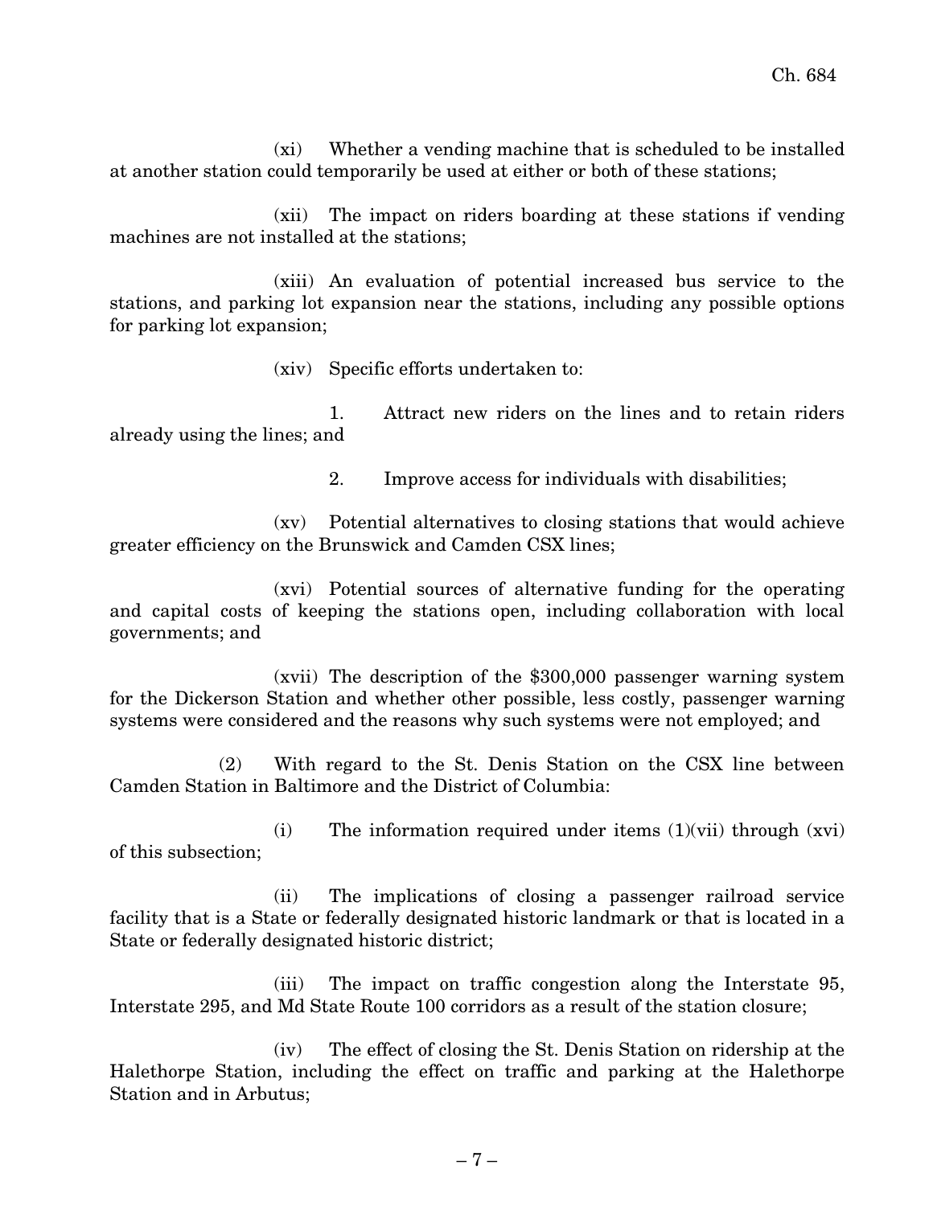(xi) Whether a vending machine that is scheduled to be installed at another station could temporarily be used at either or both of these stations;

(xii) The impact on riders boarding at these stations if vending machines are not installed at the stations;

(xiii) An evaluation of potential increased bus service to the stations, and parking lot expansion near the stations, including any possible options for parking lot expansion;

(xiv) Specific efforts undertaken to:

1. Attract new riders on the lines and to retain riders already using the lines; and

2. Improve access for individuals with disabilities;

(xv) Potential alternatives to closing stations that would achieve greater efficiency on the Brunswick and Camden CSX lines;

(xvi) Potential sources of alternative funding for the operating and capital costs of keeping the stations open, including collaboration with local governments; and

(xvii) The description of the $300,000 passenger warning system for the Dickerson Station and whether other possible, less costly, passenger warning systems were considered and the reasons why such systems were not employed; and

(2) With regard to the St. Denis Station on the CSX line between Camden Station in Baltimore and the District of Columbia:

(i) The information required under items (1)(vii) through (xvi) of this subsection;

(ii) The implications of closing a passenger railroad service facility that is a State or federally designated historic landmark or that is located in a State or federally designated historic district;

(iii) The impact on traffic congestion along the Interstate 95, Interstate 295, and Md State Route 100 corridors as a result of the station closure;

(iv) The effect of closing the St. Denis Station on ridership at the Halethorpe Station, including the effect on traffic and parking at the Halethorpe Station and in Arbutus;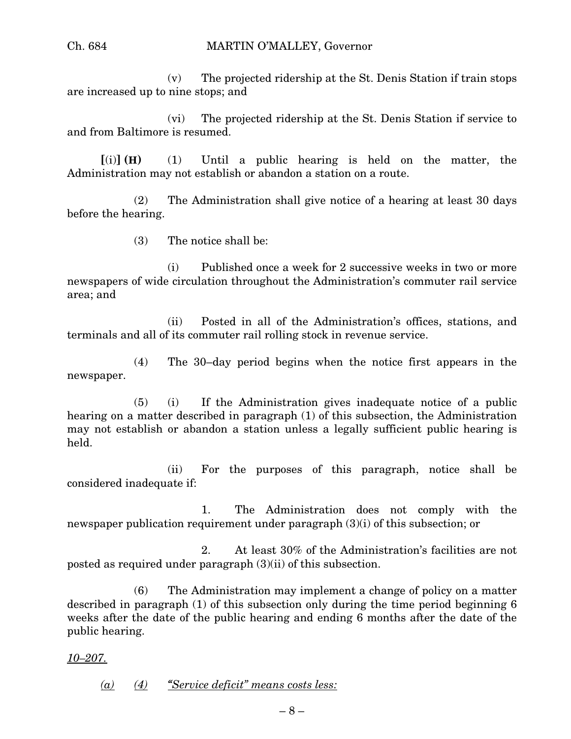(v) The projected ridership at the St. Denis Station if train stops are increased up to nine stops; and

(vi) The projected ridership at the St. Denis Station if service to and from Baltimore is resumed.

**[**(i)**] (H)** (1) Until a public hearing is held on the matter, the Administration may not establish or abandon a station on a route.

(2) The Administration shall give notice of a hearing at least 30 days before the hearing.

(3) The notice shall be:

(i) Published once a week for 2 successive weeks in two or more newspapers of wide circulation throughout the Administration's commuter rail service area; and

(ii) Posted in all of the Administration's offices, stations, and terminals and all of its commuter rail rolling stock in revenue service.

(4) The 30–day period begins when the notice first appears in the newspaper.

(5) (i) If the Administration gives inadequate notice of a public hearing on a matter described in paragraph (1) of this subsection, the Administration may not establish or abandon a station unless a legally sufficient public hearing is held.

(ii) For the purposes of this paragraph, notice shall be considered inadequate if:

1. The Administration does not comply with the newspaper publication requirement under paragraph (3)(i) of this subsection; or

2. At least 30% of the Administration's facilities are not posted as required under paragraph (3)(ii) of this subsection.

(6) The Administration may implement a change of policy on a matter described in paragraph (1) of this subsection only during the time period beginning 6 weeks after the date of the public hearing and ending 6 months after the date of the public hearing.

*10–207.*

*(a) (4) "Service deficit" means costs less:*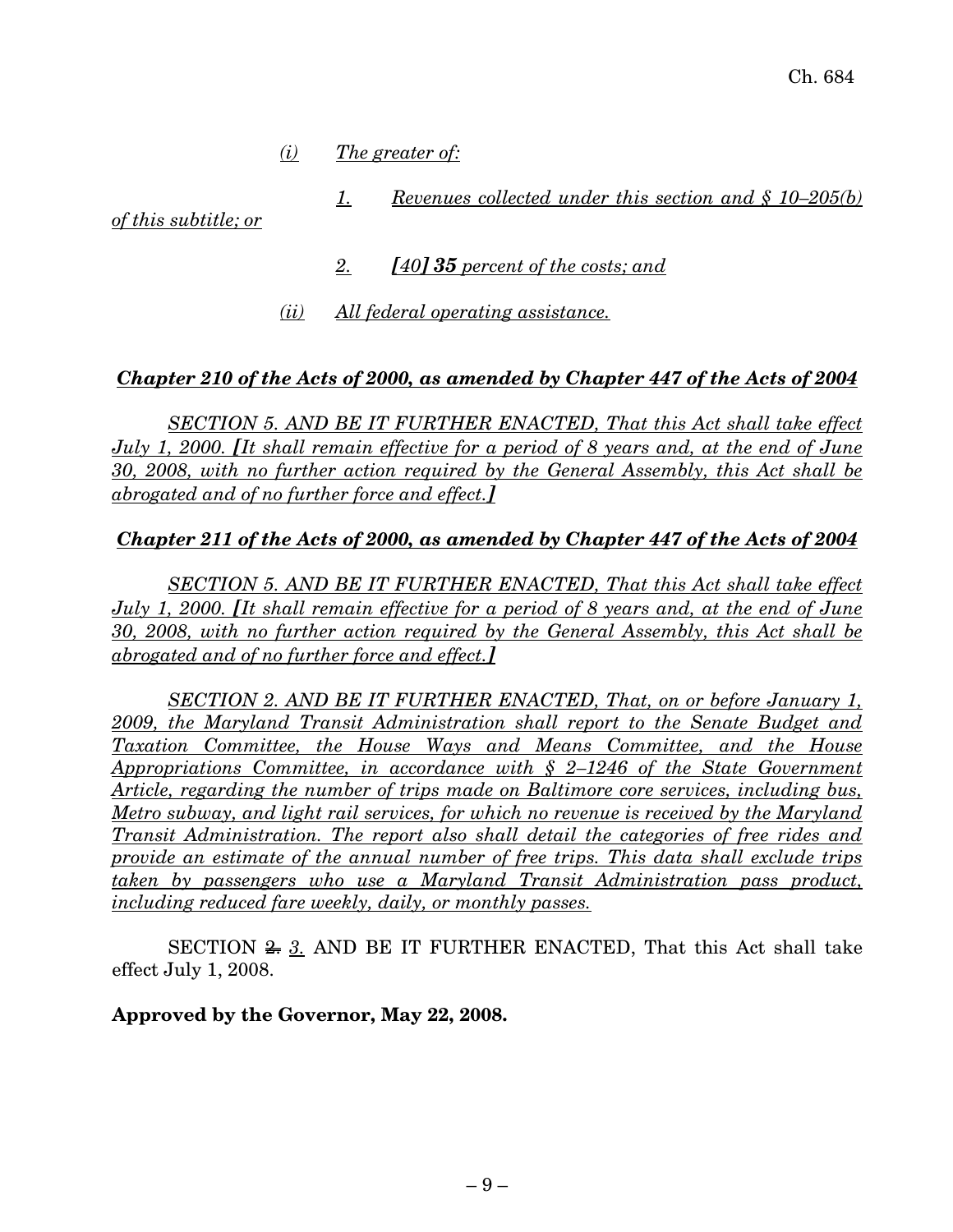(i) The greater of:

1. Revenues collected under this section and § 10–205(b) of this subtitle; or

2. [40] **35** percent of the costs; and

(ii) All federal operating assistance.

***Chapter 210 of the Acts of 2000, as amended by Chapter 447 of the Acts of 2004***

SECTION 5. AND BE IT FURTHER ENACTED, That this Act shall take effect July 1, 2000. **[**It shall remain effective for a period of 8 years and, at the end of June 30, 2008, with no further action required by the General Assembly, this Act shall be abrogated and of no further force and effect.**]**

***Chapter 211 of the Acts of 2000, as amended by Chapter 447 of the Acts of 2004***

SECTION 5. AND BE IT FURTHER ENACTED, That this Act shall take effect July 1, 2000. **[**It shall remain effective for a period of 8 years and, at the end of June 30, 2008, with no further action required by the General Assembly, this Act shall be abrogated and of no further force and effect.**]**

SECTION 2. AND BE IT FURTHER ENACTED, That, on or before January 1, 2009, the Maryland Transit Administration shall report to the Senate Budget and Taxation Committee, the House Ways and Means Committee, and the House Appropriations Committee, in accordance with § 2–1246 of the State Government Article, regarding the number of trips made on Baltimore core services, including bus, Metro subway, and light rail services, for which no revenue is received by the Maryland Transit Administration. The report also shall detail the categories of free rides and provide an estimate of the annual number of free trips. This data shall exclude trips taken by passengers who use a Maryland Transit Administration pass product, including reduced fare weekly, daily, or monthly passes.

SECTION ~~2.~~ *3.* AND BE IT FURTHER ENACTED, That this Act shall take effect July 1, 2008.

**Approved by the Governor, May 22, 2008.**